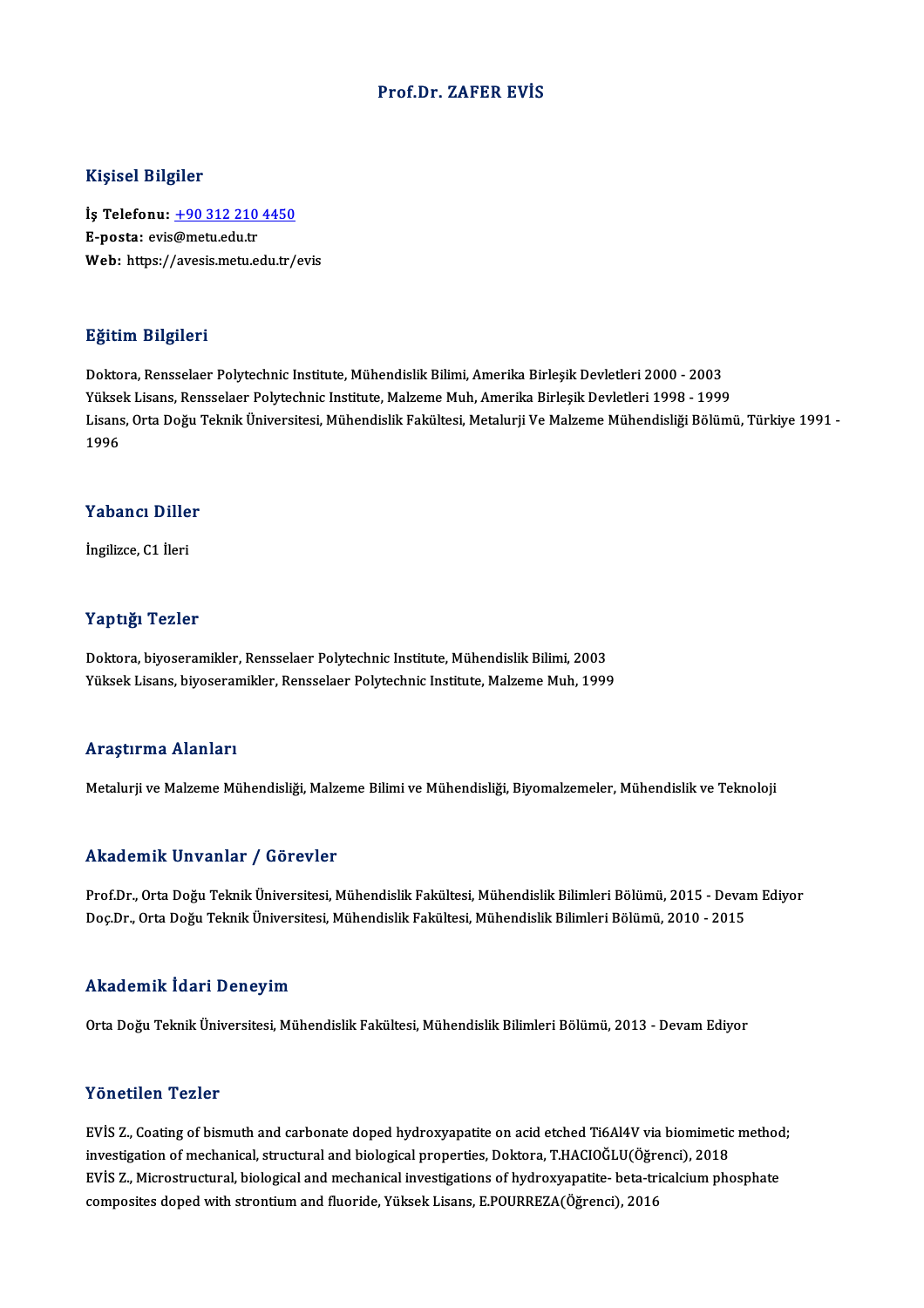# Prof.Dr. ZAFER EVİS

## Kişisel Bilgiler

**İş Telefonu:** +90 312 210 4450
**E-posta:** evis@metu.edu.tr
**Web:** https://avesis.metu.edu.tr/evis

## Eğitim Bilgileri

Doktora, Rensselaer Polytechnic Institute, Mühendislik Bilimi, Amerika Birleşik Devletleri 2000 - 2003
Yüksek Lisans, Rensselaer Polytechnic Institute, Malzeme Muh, Amerika Birleşik Devletleri 1998 - 1999
Lisans, Orta Doğu Teknik Üniversitesi, Mühendislik Fakültesi, Metalurji Ve Malzeme Mühendisliği Bölümü, Türkiye 1991 - 1996

## Yabancı Diller

İngilizce, C1 İleri

## Yaptığı Tezler

Doktora, biyoseramikler, Rensselaer Polytechnic Institute, Mühendislik Bilimi, 2003
Yüksek Lisans, biyoseramikler, Rensselaer Polytechnic Institute, Malzeme Muh, 1999

## Araştırma Alanları

Metalurji ve Malzeme Mühendisliği, Malzeme Bilimi ve Mühendisliği, Biyomalzemeler, Mühendislik ve Teknoloji

## Akademik Unvanlar / Görevler

Prof.Dr., Orta Doğu Teknik Üniversitesi, Mühendislik Fakültesi, Mühendislik Bilimleri Bölümü, 2015 - Devam Ediyor
Doç.Dr., Orta Doğu Teknik Üniversitesi, Mühendislik Fakültesi, Mühendislik Bilimleri Bölümü, 2010 - 2015

## Akademik İdari Deneyim

Orta Doğu Teknik Üniversitesi, Mühendislik Fakültesi, Mühendislik Bilimleri Bölümü, 2013 - Devam Ediyor

## Yönetilen Tezler

EVİS Z., Coating of bismuth and carbonate doped hydroxyapatite on acid etched Ti6Al4V via biomimetic method; investigation of mechanical, structural and biological properties, Doktora, T.HACIOĞLU(Öğrenci), 2018
EVİS Z., Microstructural, biological and mechanical investigations of hydroxyapatite- beta-tricalcium phosphate composites doped with strontium and fluoride, Yüksek Lisans, E.POURREZA(Öğrenci), 2016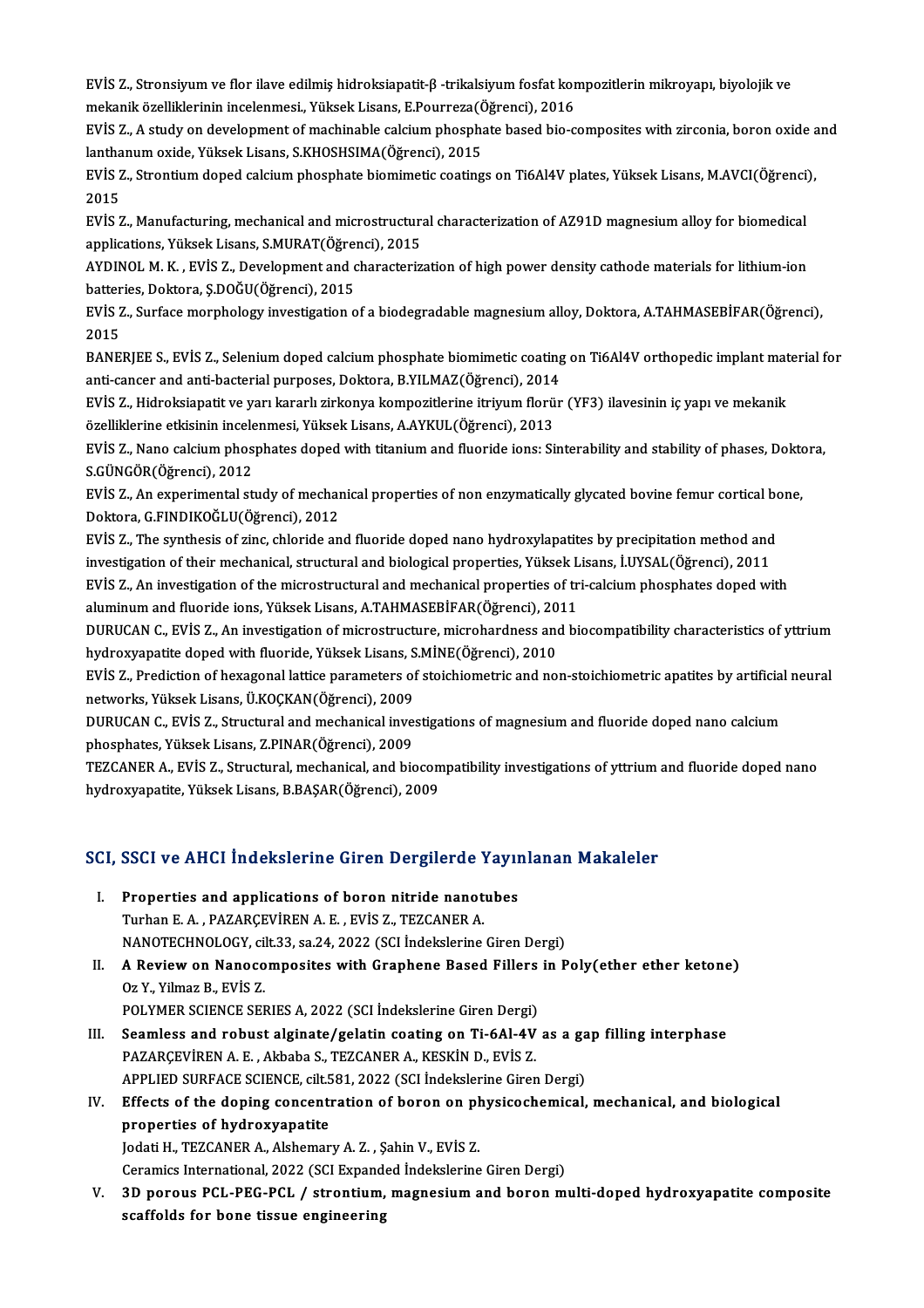EVİS Z., Stronsiyum ve flor ilave edilmiş hidroksiapatit-β -trikalsiyum fosfat kompozitlerin mikroyapı, biyolojik ve mekanik özelliklerinin incelenmesi., Yüksek Lisans, E.Pourreza(Öğrenci), 2016

EVİS Z., A study on development of machinable calcium phosphate based bio-composites with zirconia, boron oxide and lanthanum oxide, Yüksek Lisans, S.KHOSHSIMA(Öğrenci), 2015

EVİS Z., Strontium doped calcium phosphate biomimetic coatings on Ti6Al4V plates, Yüksek Lisans, M.AVCI(Öğrenci), 2015

EVİS Z., Manufacturing, mechanical and microstructural characterization of AZ91D magnesium alloy for biomedical applications, Yüksek Lisans, S.MURAT(Öğrenci), 2015

AYDINOL M. K. , EVİS Z., Development and characterization of high power density cathode materials for lithium-ion batteries, Doktora, Ş.DOĞU(Öğrenci), 2015

EVİS Z., Surface morphology investigation of a biodegradable magnesium alloy, Doktora, A.TAHMASEBİFAR(Öğrenci), 2015

BANERJEE S., EVİS Z., Selenium doped calcium phosphate biomimetic coating on Ti6Al4V orthopedic implant material for anti-cancer and anti-bacterial purposes, Doktora, B.YILMAZ(Öğrenci), 2014

EVİS Z., Hidroksiapatit ve yarı kararlı zirkonya kompozitlerine itriyum florür (YF3) ilavesinin iç yapı ve mekanik özelliklerine etkisinin incelenmesi, Yüksek Lisans, A.AYKUL(Öğrenci), 2013

EVİS Z., Nano calcium phosphates doped with titanium and fluoride ions: Sinterability and stability of phases, Doktora, S.GÜNGÖR(Öğrenci), 2012

EVİS Z., An experimental study of mechanical properties of non enzymatically glycated bovine femur cortical bone, Doktora, G.FINDIKOĞLU(Öğrenci), 2012

EVİS Z., The synthesis of zinc, chloride and fluoride doped nano hydroxylapatites by precipitation method and investigation of their mechanical, structural and biological properties, Yüksek Lisans, İ.UYSAL(Öğrenci), 2011

EVİS Z., An investigation of the microstructural and mechanical properties of tri-calcium phosphates doped with aluminum and fluoride ions, Yüksek Lisans, A.TAHMASEBİFAR(Öğrenci), 2011

DURUCAN C., EVİS Z., An investigation of microstructure, microhardness and biocompatibility characteristics of yttrium hydroxyapatite doped with fluoride, Yüksek Lisans, S.MİNE(Öğrenci), 2010

EVİS Z., Prediction of hexagonal lattice parameters of stoichiometric and non-stoichiometric apatites by artificial neural networks, Yüksek Lisans, Ü.KOÇKAN(Öğrenci), 2009

DURUCAN C., EVİS Z., Structural and mechanical investigations of magnesium and fluoride doped nano calcium phosphates, Yüksek Lisans, Z.PINAR(Öğrenci), 2009

TEZCANER A., EVİS Z., Structural, mechanical, and biocompatibility investigations of yttrium and fluoride doped nano hydroxyapatite, Yüksek Lisans, B.BAŞAR(Öğrenci), 2009

## SCI, SSCI ve AHCI İndekslerine Giren Dergilerde Yayınlanan Makaleler

I. **Properties and applications of boron nitride nanotubes**
   Turhan E. A. , PAZARÇEVİREN A. E. , EVİS Z., TEZCANER A.
   NANOTECHNOLOGY, cilt.33, sa.24, 2022 (SCI İndekslerine Giren Dergi)

II. **A Review on Nanocomposites with Graphene Based Fillers in Poly(ether ether ketone)**
   Oz Y., Yilmaz B., EVİS Z.
   POLYMER SCIENCE SERIES A, 2022 (SCI İndekslerine Giren Dergi)

III. **Seamless and robust alginate/gelatin coating on Ti-6Al-4V as a gap filling interphase**
   PAZARÇEVİREN A. E. , Akbaba S., TEZCANER A., KESKİN D., EVİS Z.
   APPLIED SURFACE SCIENCE, cilt.581, 2022 (SCI İndekslerine Giren Dergi)

IV. **Effects of the doping concentration of boron on physicochemical, mechanical, and biological properties of hydroxyapatite**
   Jodati H., TEZCANER A., Alshemary A. Z. , Şahin V., EVİS Z.
   Ceramics International, 2022 (SCI Expanded İndekslerine Giren Dergi)

V. **3D porous PCL-PEG-PCL / strontium, magnesium and boron multi-doped hydroxyapatite composite scaffolds for bone tissue engineering**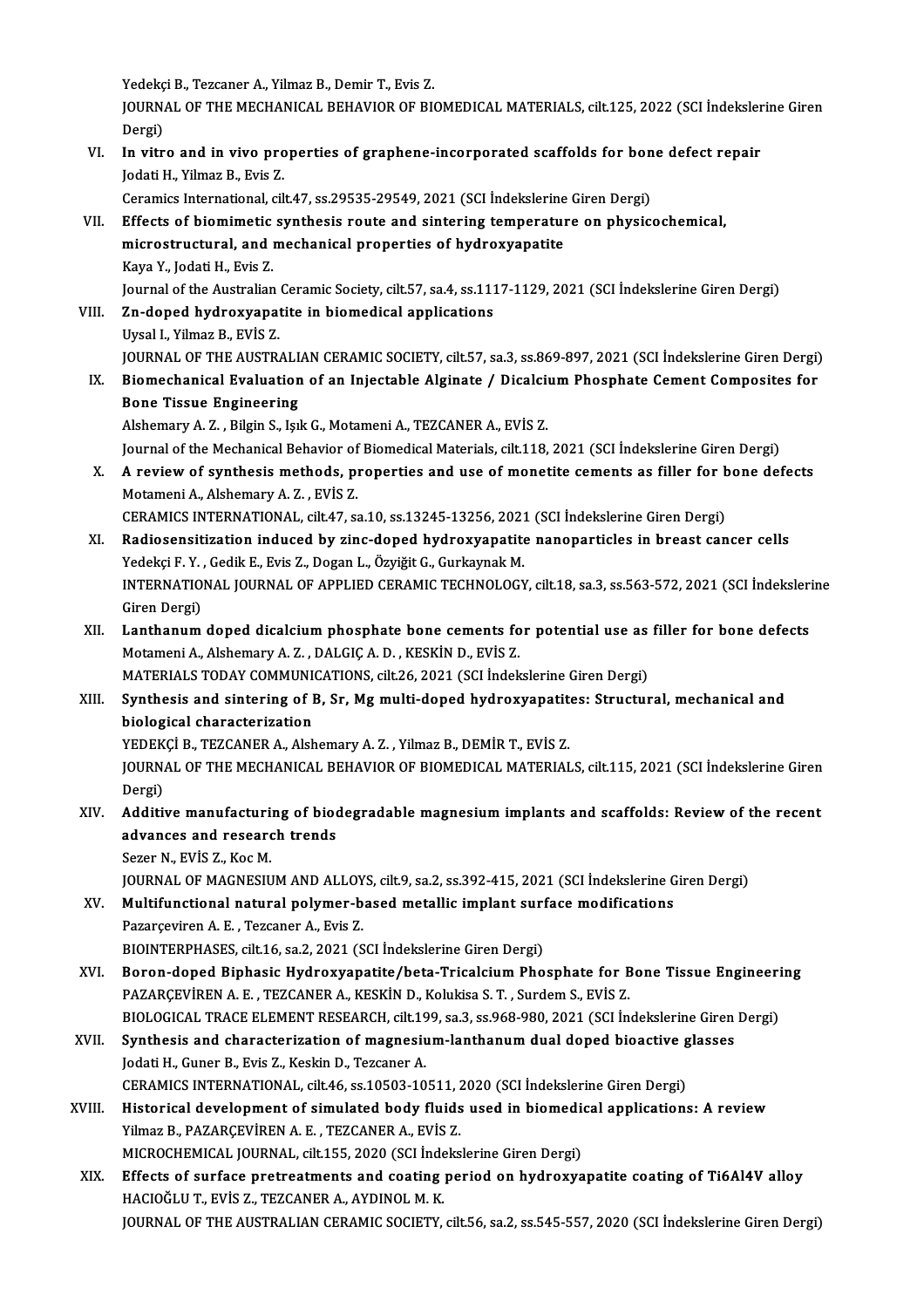Yedekçi B., Tezcaner A., Yilmaz B., Demir T., Evis Z.
JOURNAL OF THE MECHANICAL BEHAVIOR OF BIOMEDICAL MATERIALS, cilt.125, 2022 (SCI İndekslerine Giren Dergi)

VI. **In vitro and in vivo properties of graphene-incorporated scaffolds for bone defect repair**
Jodati H., Yilmaz B., Evis Z.
Ceramics International, cilt.47, ss.29535-29549, 2021 (SCI İndekslerine Giren Dergi)

VII. **Effects of biomimetic synthesis route and sintering temperature on physicochemical, microstructural, and mechanical properties of hydroxyapatite**
Kaya Y., Jodati H., Evis Z.
Journal of the Australian Ceramic Society, cilt.57, sa.4, ss.1117-1129, 2021 (SCI İndekslerine Giren Dergi)

VIII. **Zn-doped hydroxyapatite in biomedical applications**
Uysal I., Yilmaz B., EVİS Z.
JOURNAL OF THE AUSTRALIAN CERAMIC SOCIETY, cilt.57, sa.3, ss.869-897, 2021 (SCI İndekslerine Giren Dergi)

IX. **Biomechanical Evaluation of an Injectable Alginate / Dicalcium Phosphate Cement Composites for Bone Tissue Engineering**
Alshemary A. Z. , Bilgin S., Işık G., Motameni A., TEZCANER A., EVİS Z.
Journal of the Mechanical Behavior of Biomedical Materials, cilt.118, 2021 (SCI İndekslerine Giren Dergi)

X. **A review of synthesis methods, properties and use of monetite cements as filler for bone defects**
Motameni A., Alshemary A. Z. , EVİS Z.
CERAMICS INTERNATIONAL, cilt.47, sa.10, ss.13245-13256, 2021 (SCI İndekslerine Giren Dergi)

XI. **Radiosensitization induced by zinc-doped hydroxyapatite nanoparticles in breast cancer cells**
Yedekçi F. Y. , Gedik E., Evis Z., Dogan L., Özyiğit G., Gurkaynak M.
INTERNATIONAL JOURNAL OF APPLIED CERAMIC TECHNOLOGY, cilt.18, sa.3, ss.563-572, 2021 (SCI İndekslerine Giren Dergi)

XII. **Lanthanum doped dicalcium phosphate bone cements for potential use as filler for bone defects**
Motameni A., Alshemary A. Z. , DALGIÇ A. D. , KESKİN D., EVİS Z.
MATERIALS TODAY COMMUNICATIONS, cilt.26, 2021 (SCI İndekslerine Giren Dergi)

XIII. **Synthesis and sintering of B, Sr, Mg multi-doped hydroxyapatites: Structural, mechanical and biological characterization**
YEDEKÇİ B., TEZCANER A., Alshemary A. Z. , Yilmaz B., DEMİR T., EVİS Z.
JOURNAL OF THE MECHANICAL BEHAVIOR OF BIOMEDICAL MATERIALS, cilt.115, 2021 (SCI İndekslerine Giren Dergi)

XIV. **Additive manufacturing of biodegradable magnesium implants and scaffolds: Review of the recent advances and research trends**
Sezer N., EVİS Z., Koc M.
JOURNAL OF MAGNESIUM AND ALLOYS, cilt.9, sa.2, ss.392-415, 2021 (SCI İndekslerine Giren Dergi)

XV. **Multifunctional natural polymer-based metallic implant surface modifications**
Pazarçeviren A. E. , Tezcaner A., Evis Z.
BIOINTERPHASES, cilt.16, sa.2, 2021 (SCI İndekslerine Giren Dergi)

XVI. **Boron-doped Biphasic Hydroxyapatite/beta-Tricalcium Phosphate for Bone Tissue Engineering**
PAZARÇEVİREN A. E. , TEZCANER A., KESKİN D., Kolukisa S. T. , Surdem S., EVİS Z.
BIOLOGICAL TRACE ELEMENT RESEARCH, cilt.199, sa.3, ss.968-980, 2021 (SCI İndekslerine Giren Dergi)

XVII. **Synthesis and characterization of magnesium-lanthanum dual doped bioactive glasses**
Jodati H., Guner B., Evis Z., Keskin D., Tezcaner A.
CERAMICS INTERNATIONAL, cilt.46, ss.10503-10511, 2020 (SCI İndekslerine Giren Dergi)

XVIII. **Historical development of simulated body fluids used in biomedical applications: A review**
Yilmaz B., PAZARÇEVİREN A. E. , TEZCANER A., EVİS Z.
MICROCHEMICAL JOURNAL, cilt.155, 2020 (SCI İndekslerine Giren Dergi)

XIX. **Effects of surface pretreatments and coating period on hydroxyapatite coating of Ti6Al4V alloy**
HACIOĞLU T., EVİS Z., TEZCANER A., AYDINOL M. K.
JOURNAL OF THE AUSTRALIAN CERAMIC SOCIETY, cilt.56, sa.2, ss.545-557, 2020 (SCI İndekslerine Giren Dergi)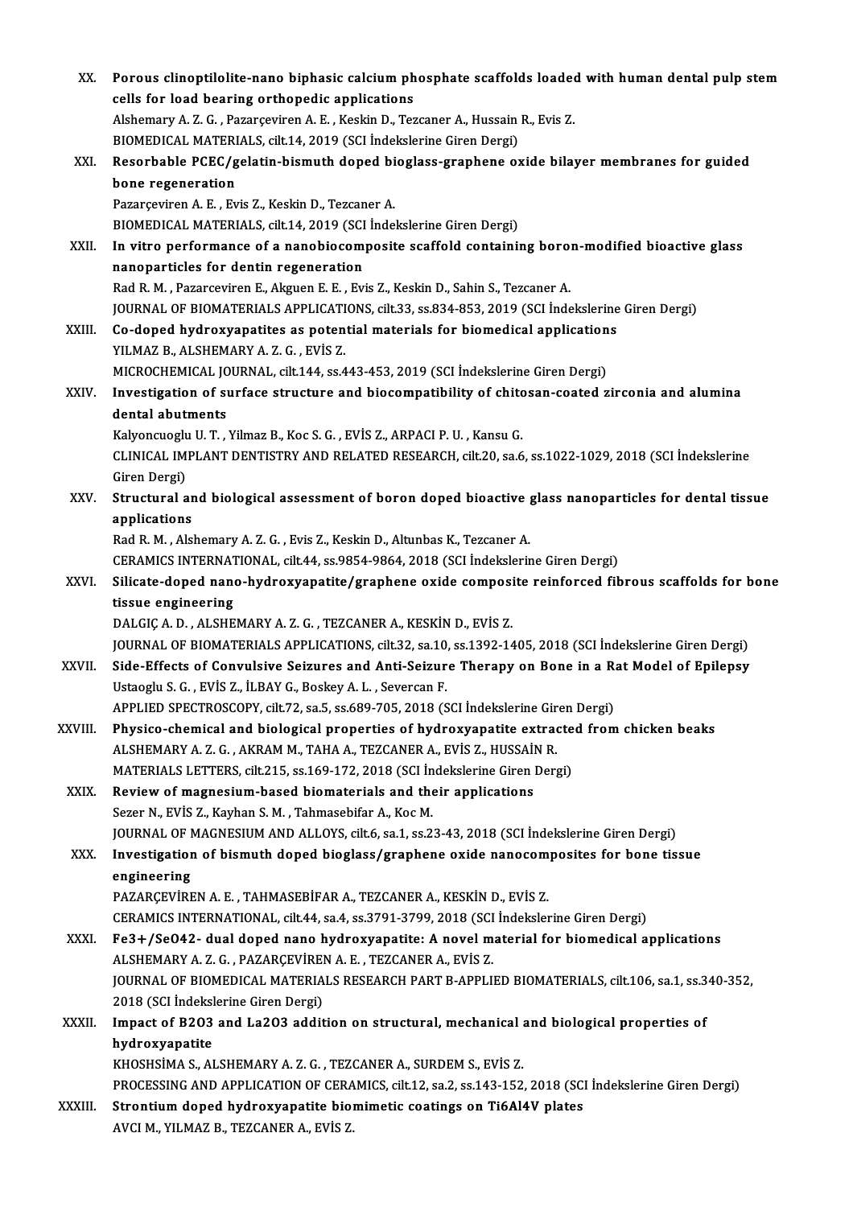XX. **Porous clinoptilolite-nano biphasic calcium phosphate scaffolds loaded with human dental pulp stem cells for load bearing orthopedic applications**
Alshemary A. Z. G. , Pazarçeviren A. E. , Keskin D., Tezcaner A., Hussain R., Evis Z.
BIOMEDICAL MATERIALS, cilt.14, 2019 (SCI İndekslerine Giren Dergi)

XXI. **Resorbable PCEC/gelatin-bismuth doped bioglass-graphene oxide bilayer membranes for guided bone regeneration**
Pazarçeviren A. E. , Evis Z., Keskin D., Tezcaner A.
BIOMEDICAL MATERIALS, cilt.14, 2019 (SCI İndekslerine Giren Dergi)

XXII. **In vitro performance of a nanobiocomposite scaffold containing boron-modified bioactive glass nanoparticles for dentin regeneration**
Rad R. M. , Pazarceviren E., Akguen E. E. , Evis Z., Keskin D., Sahin S., Tezcaner A.
JOURNAL OF BIOMATERIALS APPLICATIONS, cilt.33, ss.834-853, 2019 (SCI İndekslerine Giren Dergi)

XXIII. **Co-doped hydroxyapatites as potential materials for biomedical applications**
YILMAZ B., ALSHEMARY A. Z. G. , EVİS Z.
MICROCHEMICAL JOURNAL, cilt.144, ss.443-453, 2019 (SCI İndekslerine Giren Dergi)

XXIV. **Investigation of surface structure and biocompatibility of chitosan-coated zirconia and alumina dental abutments**
Kalyoncuoglu U. T. , Yilmaz B., Koc S. G. , EVİS Z., ARPACI P. U. , Kansu G.
CLINICAL IMPLANT DENTISTRY AND RELATED RESEARCH, cilt.20, sa.6, ss.1022-1029, 2018 (SCI İndekslerine Giren Dergi)

XXV. **Structural and biological assessment of boron doped bioactive glass nanoparticles for dental tissue applications**
Rad R. M. , Alshemary A. Z. G. , Evis Z., Keskin D., Altunbas K., Tezcaner A.
CERAMICS INTERNATIONAL, cilt.44, ss.9854-9864, 2018 (SCI İndekslerine Giren Dergi)

XXVI. **Silicate-doped nano-hydroxyapatite/graphene oxide composite reinforced fibrous scaffolds for bone tissue engineering**
DALGIÇ A. D. , ALSHEMARY A. Z. G. , TEZCANER A., KESKİN D., EVİS Z.
JOURNAL OF BIOMATERIALS APPLICATIONS, cilt.32, sa.10, ss.1392-1405, 2018 (SCI İndekslerine Giren Dergi)

XXVII. **Side-Effects of Convulsive Seizures and Anti-Seizure Therapy on Bone in a Rat Model of Epilepsy**
Ustaoglu S. G. , EVİS Z., İLBAY G., Boskey A. L. , Severcan F.
APPLIED SPECTROSCOPY, cilt.72, sa.5, ss.689-705, 2018 (SCI İndekslerine Giren Dergi)

XXVIII. **Physico-chemical and biological properties of hydroxyapatite extracted from chicken beaks**
ALSHEMARY A. Z. G. , AKRAM M., TAHA A., TEZCANER A., EVİS Z., HUSSAİN R.
MATERIALS LETTERS, cilt.215, ss.169-172, 2018 (SCI İndekslerine Giren Dergi)

XXIX. **Review of magnesium-based biomaterials and their applications**
Sezer N., EVİS Z., Kayhan S. M. , Tahmasebifar A., Koc M.
JOURNAL OF MAGNESIUM AND ALLOYS, cilt.6, sa.1, ss.23-43, 2018 (SCI İndekslerine Giren Dergi)

XXX. **Investigation of bismuth doped bioglass/graphene oxide nanocomposites for bone tissue engineering**
PAZARÇEVİREN A. E. , TAHMASEBİFAR A., TEZCANER A., KESKİN D., EVİS Z.
CERAMICS INTERNATIONAL, cilt.44, sa.4, ss.3791-3799, 2018 (SCI İndekslerine Giren Dergi)

XXXI. **$Fe^{3+}$/$SeO_4^{2-}$ dual doped nano hydroxyapatite: A novel material for biomedical applications**
ALSHEMARY A. Z. G. , PAZARÇEVİREN A. E. , TEZCANER A., EVİS Z.
JOURNAL OF BIOMEDICAL MATERIALS RESEARCH PART B-APPLIED BIOMATERIALS, cilt.106, sa.1, ss.340-352, 2018 (SCI İndekslerine Giren Dergi)

XXXII. **Impact of $B_2O_3$ and $La_2O_3$ addition on structural, mechanical and biological properties of hydroxyapatite**
KHOSHSİMA S., ALSHEMARY A. Z. G. , TEZCANER A., SURDEM S., EVİS Z.
PROCESSING AND APPLICATION OF CERAMICS, cilt.12, sa.2, ss.143-152, 2018 (SCI İndekslerine Giren Dergi)

XXXIII. **Strontium doped hydroxyapatite biomimetic coatings on Ti6Al4V plates**
AVCI M., YILMAZ B., TEZCANER A., EVİS Z.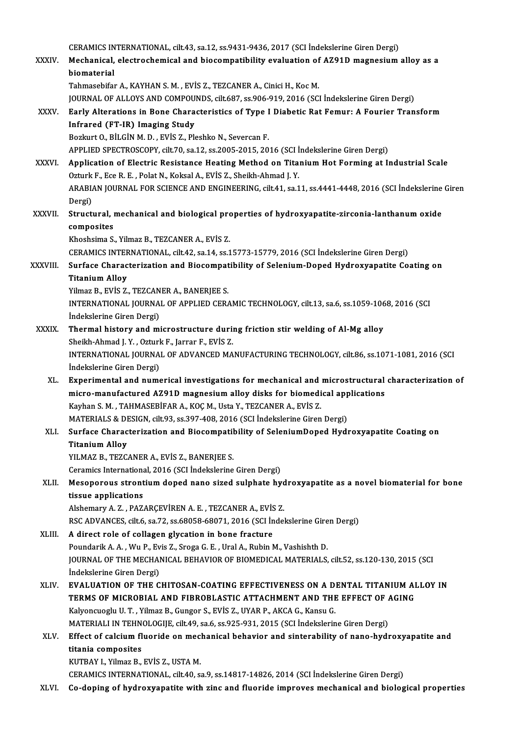CERAMICS INTERNATIONAL, cilt.43, sa.12, ss.9431-9436, 2017 (SCI İndekslerine Giren Dergi)

XXXIV. **Mechanical, electrochemical and biocompatibility evaluation of AZ91D magnesium alloy as a biomaterial**
Tahmasebifar A., KAYHAN S. M. , EVİS Z., TEZCANER A., Cinici H., Koc M.
JOURNAL OF ALLOYS AND COMPOUNDS, cilt.687, ss.906-919, 2016 (SCI İndekslerine Giren Dergi)

XXXV. **Early Alterations in Bone Characteristics of Type I Diabetic Rat Femur: A Fourier Transform Infrared (FT-IR) Imaging Study**
Bozkurt O., BİLGİN M. D. , EVİS Z., Pleshko N., Severcan F.
APPLIED SPECTROSCOPY, cilt.70, sa.12, ss.2005-2015, 2016 (SCI İndekslerine Giren Dergi)

XXXVI. **Application of Electric Resistance Heating Method on Titanium Hot Forming at Industrial Scale**
Ozturk F., Ece R. E. , Polat N., Koksal A., EVİS Z., Sheikh-Ahmad J. Y.
ARABIAN JOURNAL FOR SCIENCE AND ENGINEERING, cilt.41, sa.11, ss.4441-4448, 2016 (SCI İndekslerine Giren Dergi)

XXXVII. **Structural, mechanical and biological properties of hydroxyapatite-zirconia-lanthanum oxide composites**
Khoshsima S., Yilmaz B., TEZCANER A., EVİS Z.
CERAMICS INTERNATIONAL, cilt.42, sa.14, ss.15773-15779, 2016 (SCI İndekslerine Giren Dergi)

XXXVIII. **Surface Characterization and Biocompatibility of Selenium-Doped Hydroxyapatite Coating on Titanium Alloy**
Yilmaz B., EVİS Z., TEZCANER A., BANERJEE S.
INTERNATIONAL JOURNAL OF APPLIED CERAMIC TECHNOLOGY, cilt.13, sa.6, ss.1059-1068, 2016 (SCI İndekslerine Giren Dergi)

XXXIX. **Thermal history and microstructure during friction stir welding of Al-Mg alloy**
Sheikh-Ahmad J. Y. , Ozturk F., Jarrar F., EVİS Z.
INTERNATIONAL JOURNAL OF ADVANCED MANUFACTURING TECHNOLOGY, cilt.86, ss.1071-1081, 2016 (SCI İndekslerine Giren Dergi)

XL. **Experimental and numerical investigations for mechanical and microstructural characterization of micro-manufactured AZ91D magnesium alloy disks for biomedical applications**
Kayhan S. M. , TAHMASEBİFAR A., KOÇ M., Usta Y., TEZCANER A., EVİS Z.
MATERIALS & DESIGN, cilt.93, ss.397-408, 2016 (SCI İndekslerine Giren Dergi)

XLI. **Surface Characterization and Biocompatibility of SeleniumDoped Hydroxyapatite Coating on Titanium Alloy**
YILMAZ B., TEZCANER A., EVİS Z., BANERJEE S.
Ceramics International, 2016 (SCI İndekslerine Giren Dergi)

XLII. **Mesoporous strontium doped nano sized sulphate hydroxyapatite as a novel biomaterial for bone tissue applications**
Alshemary A. Z. , PAZARÇEVİREN A. E. , TEZCANER A., EVİS Z.
RSC ADVANCES, cilt.6, sa.72, ss.68058-68071, 2016 (SCI İndekslerine Giren Dergi)

XLIII. **A direct role of collagen glycation in bone fracture**
Poundarik A. A. , Wu P., Evis Z., Sroga G. E. , Ural A., Rubin M., Vashishth D.
JOURNAL OF THE MECHANICAL BEHAVIOR OF BIOMEDICAL MATERIALS, cilt.52, ss.120-130, 2015 (SCI İndekslerine Giren Dergi)

XLIV. **EVALUATION OF THE CHITOSAN-COATING EFFECTIVENESS ON A DENTAL TITANIUM ALLOY IN TERMS OF MICROBIAL AND FIBROBLASTIC ATTACHMENT AND THE EFFECT OF AGING**
Kalyoncuoglu U. T. , Yilmaz B., Gungor S., EVİS Z., UYAR P., AKCA G., Kansu G.
MATERIALI IN TEHNOLOGIJE, cilt.49, sa.6, ss.925-931, 2015 (SCI İndekslerine Giren Dergi)

XLV. **Effect of calcium fluoride on mechanical behavior and sinterability of nano-hydroxyapatite and titania composites**
KUTBAY I., Yilmaz B., EVİS Z., USTA M.
CERAMICS INTERNATIONAL, cilt.40, sa.9, ss.14817-14826, 2014 (SCI İndekslerine Giren Dergi)

XLVI. **Co-doping of hydroxyapatite with zinc and fluoride improves mechanical and biological properties**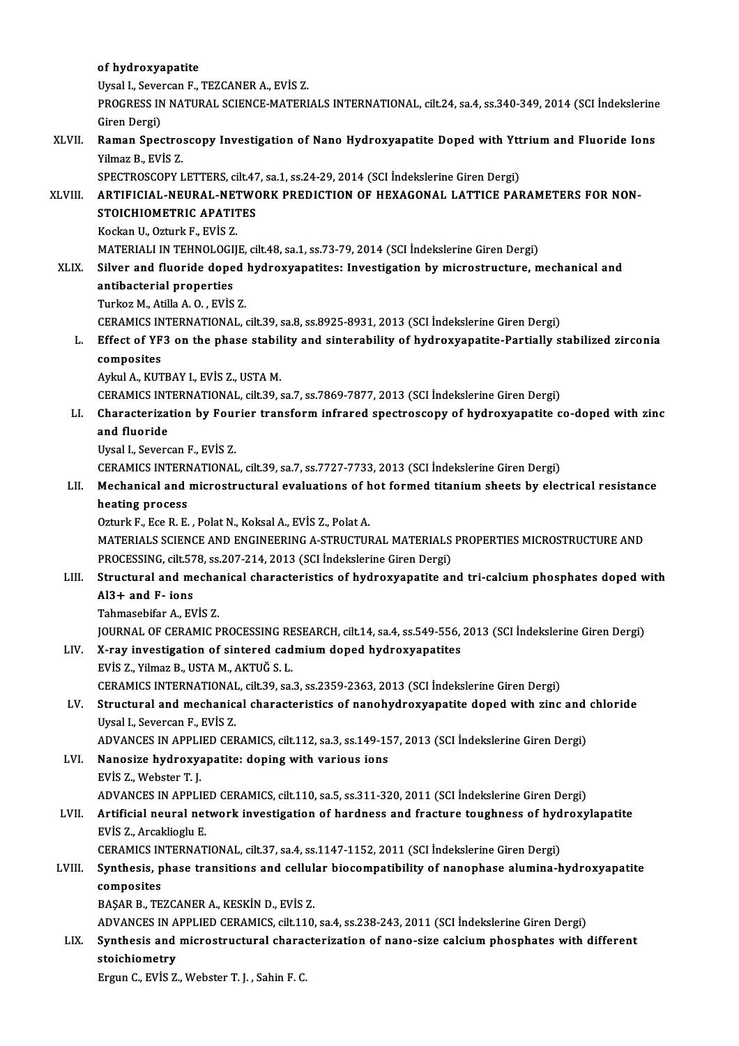**of hydroxyapatite**
Uysal I., Severcan F., TEZCANER A., EVİS Z.
PROGRESS IN NATURAL SCIENCE-MATERIALS INTERNATIONAL, cilt.24, sa.4, ss.340-349, 2014 (SCI İndekslerine Giren Dergi)

XLVII. **Raman Spectroscopy Investigation of Nano Hydroxyapatite Doped with Yttrium and Fluoride Ions**
Yilmaz B., EVİS Z.
SPECTROSCOPY LETTERS, cilt.47, sa.1, ss.24-29, 2014 (SCI İndekslerine Giren Dergi)

XLVIII. **ARTIFICIAL-NEURAL-NETWORK PREDICTION OF HEXAGONAL LATTICE PARAMETERS FOR NON-STOICHIOMETRIC APATITES**
Kockan U., Ozturk F., EVİS Z.
MATERIALI IN TEHNOLOGIJE, cilt.48, sa.1, ss.73-79, 2014 (SCI İndekslerine Giren Dergi)

XLIX. **Silver and fluoride doped hydroxyapatites: Investigation by microstructure, mechanical and antibacterial properties**
Turkoz M., Atilla A. O. , EVİS Z.
CERAMICS INTERNATIONAL, cilt.39, sa.8, ss.8925-8931, 2013 (SCI İndekslerine Giren Dergi)

L. **Effect of YF3 on the phase stability and sinterability of hydroxyapatite-Partially stabilized zirconia composites**
Aykul A., KUTBAY I., EVİS Z., USTA M.
CERAMICS INTERNATIONAL, cilt.39, sa.7, ss.7869-7877, 2013 (SCI İndekslerine Giren Dergi)

LI. **Characterization by Fourier transform infrared spectroscopy of hydroxyapatite co-doped with zinc and fluoride**
Uysal I., Severcan F., EVİS Z.
CERAMICS INTERNATIONAL, cilt.39, sa.7, ss.7727-7733, 2013 (SCI İndekslerine Giren Dergi)

LII. **Mechanical and microstructural evaluations of hot formed titanium sheets by electrical resistance heating process**
Ozturk F., Ece R. E. , Polat N., Koksal A., EVİS Z., Polat A.
MATERIALS SCIENCE AND ENGINEERING A-STRUCTURAL MATERIALS PROPERTIES MICROSTRUCTURE AND PROCESSING, cilt.578, ss.207-214, 2013 (SCI İndekslerine Giren Dergi)

LIII. **Structural and mechanical characteristics of hydroxyapatite and tri-calcium phosphates doped with Al3+ and F- ions**
Tahmasebifar A., EVİS Z.
JOURNAL OF CERAMIC PROCESSING RESEARCH, cilt.14, sa.4, ss.549-556, 2013 (SCI İndekslerine Giren Dergi)

LIV. **X-ray investigation of sintered cadmium doped hydroxyapatites**
EVİS Z., Yilmaz B., USTA M., AKTUĞ S. L.
CERAMICS INTERNATIONAL, cilt.39, sa.3, ss.2359-2363, 2013 (SCI İndekslerine Giren Dergi)

LV. **Structural and mechanical characteristics of nanohydroxyapatite doped with zinc and chloride**
Uysal I., Severcan F., EVİS Z.
ADVANCES IN APPLIED CERAMICS, cilt.112, sa.3, ss.149-157, 2013 (SCI İndekslerine Giren Dergi)

LVI. **Nanosize hydroxyapatite: doping with various ions**
EVİS Z., Webster T. J.
ADVANCES IN APPLIED CERAMICS, cilt.110, sa.5, ss.311-320, 2011 (SCI İndekslerine Giren Dergi)

LVII. **Artificial neural network investigation of hardness and fracture toughness of hydroxylapatite**
EVİS Z., Arcaklioglu E.
CERAMICS INTERNATIONAL, cilt.37, sa.4, ss.1147-1152, 2011 (SCI İndekslerine Giren Dergi)

LVIII. **Synthesis, phase transitions and cellular biocompatibility of nanophase alumina-hydroxyapatite composites**
BAŞAR B., TEZCANER A., KESKİN D., EVİS Z.
ADVANCES IN APPLIED CERAMICS, cilt.110, sa.4, ss.238-243, 2011 (SCI İndekslerine Giren Dergi)

LIX. **Synthesis and microstructural characterization of nano-size calcium phosphates with different stoichiometry**
Ergun C., EVİS Z., Webster T. J. , Sahin F. C.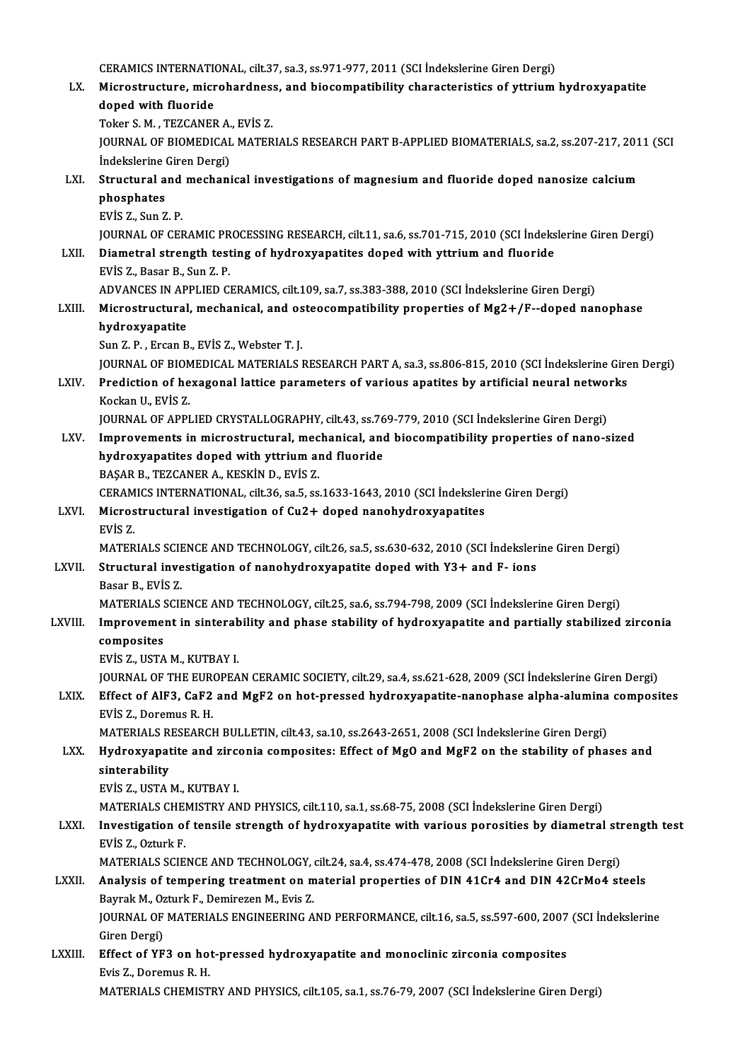CERAMICS INTERNATIONAL, cilt.37, sa.3, ss.971-977, 2011 (SCI İndekslerine Giren Dergi)

LX. **Microstructure, microhardness, and biocompatibility characteristics of yttrium hydroxyapatite doped with fluoride**
Toker S. M. , TEZCANER A., EVİS Z.
JOURNAL OF BIOMEDICAL MATERIALS RESEARCH PART B-APPLIED BIOMATERIALS, sa.2, ss.207-217, 2011 (SCI İndekslerine Giren Dergi)

LXI. **Structural and mechanical investigations of magnesium and fluoride doped nanosize calcium phosphates**
EVİS Z., Sun Z. P.
JOURNAL OF CERAMIC PROCESSING RESEARCH, cilt.11, sa.6, ss.701-715, 2010 (SCI İndekslerine Giren Dergi)

LXII. **Diametral strength testing of hydroxyapatites doped with yttrium and fluoride**
EVİS Z., Basar B., Sun Z. P.
ADVANCES IN APPLIED CERAMICS, cilt.109, sa.7, ss.383-388, 2010 (SCI İndekslerine Giren Dergi)

LXIII. **Microstructural, mechanical, and osteocompatibility properties of $Mg^{2+}$/$F^{-}$-doped nanophase hydroxyapatite**
Sun Z. P. , Ercan B., EVİS Z., Webster T. J.
JOURNAL OF BIOMEDICAL MATERIALS RESEARCH PART A, sa.3, ss.806-815, 2010 (SCI İndekslerine Giren Dergi)

LXIV. **Prediction of hexagonal lattice parameters of various apatites by artificial neural networks**
Kockan U., EVİS Z.
JOURNAL OF APPLIED CRYSTALLOGRAPHY, cilt.43, ss.769-779, 2010 (SCI İndekslerine Giren Dergi)

LXV. **Improvements in microstructural, mechanical, and biocompatibility properties of nano-sized hydroxyapatites doped with yttrium and fluoride**
BAŞAR B., TEZCANER A., KESKİN D., EVİS Z.
CERAMICS INTERNATIONAL, cilt.36, sa.5, ss.1633-1643, 2010 (SCI İndekslerine Giren Dergi)

LXVI. **Microstructural investigation of $Cu^{2+}$ doped nanohydroxyapatites**
EVİS Z.
MATERIALS SCIENCE AND TECHNOLOGY, cilt.26, sa.5, ss.630-632, 2010 (SCI İndekslerine Giren Dergi)

LXVII. **Structural investigation of nanohydroxyapatite doped with $Y^{3+}$ and $F^{-}$ ions**
Basar B., EVİS Z.
MATERIALS SCIENCE AND TECHNOLOGY, cilt.25, sa.6, ss.794-798, 2009 (SCI İndekslerine Giren Dergi)

LXVIII. **Improvement in sinterability and phase stability of hydroxyapatite and partially stabilized zirconia composites**
EVİS Z., USTA M., KUTBAY I.
JOURNAL OF THE EUROPEAN CERAMIC SOCIETY, cilt.29, sa.4, ss.621-628, 2009 (SCI İndekslerine Giren Dergi)

LXIX. **Effect of $AlF_3$, $CaF_2$ and $MgF_2$ on hot-pressed hydroxyapatite-nanophase alpha-alumina composites**
EVİS Z., Doremus R. H.
MATERIALS RESEARCH BULLETIN, cilt.43, sa.10, ss.2643-2651, 2008 (SCI İndekslerine Giren Dergi)

LXX. **Hydroxyapatite and zirconia composites: Effect of MgO and $MgF_2$ on the stability of phases and sinterability**
EVİS Z., USTA M., KUTBAY I.
MATERIALS CHEMISTRY AND PHYSICS, cilt.110, sa.1, ss.68-75, 2008 (SCI İndekslerine Giren Dergi)

LXXI. **Investigation of tensile strength of hydroxyapatite with various porosities by diametral strength test**
EVİS Z., Ozturk F.
MATERIALS SCIENCE AND TECHNOLOGY, cilt.24, sa.4, ss.474-478, 2008 (SCI İndekslerine Giren Dergi)

LXXII. **Analysis of tempering treatment on material properties of DIN 41Cr4 and DIN 42CrMo4 steels**
Bayrak M., Ozturk F., Demirezen M., Evis Z.
JOURNAL OF MATERIALS ENGINEERING AND PERFORMANCE, cilt.16, sa.5, ss.597-600, 2007 (SCI İndekslerine Giren Dergi)

LXXIII. **Effect of $YF_3$ on hot-pressed hydroxyapatite and monoclinic zirconia composites**
Evis Z., Doremus R. H.
MATERIALS CHEMISTRY AND PHYSICS, cilt.105, sa.1, ss.76-79, 2007 (SCI İndekslerine Giren Dergi)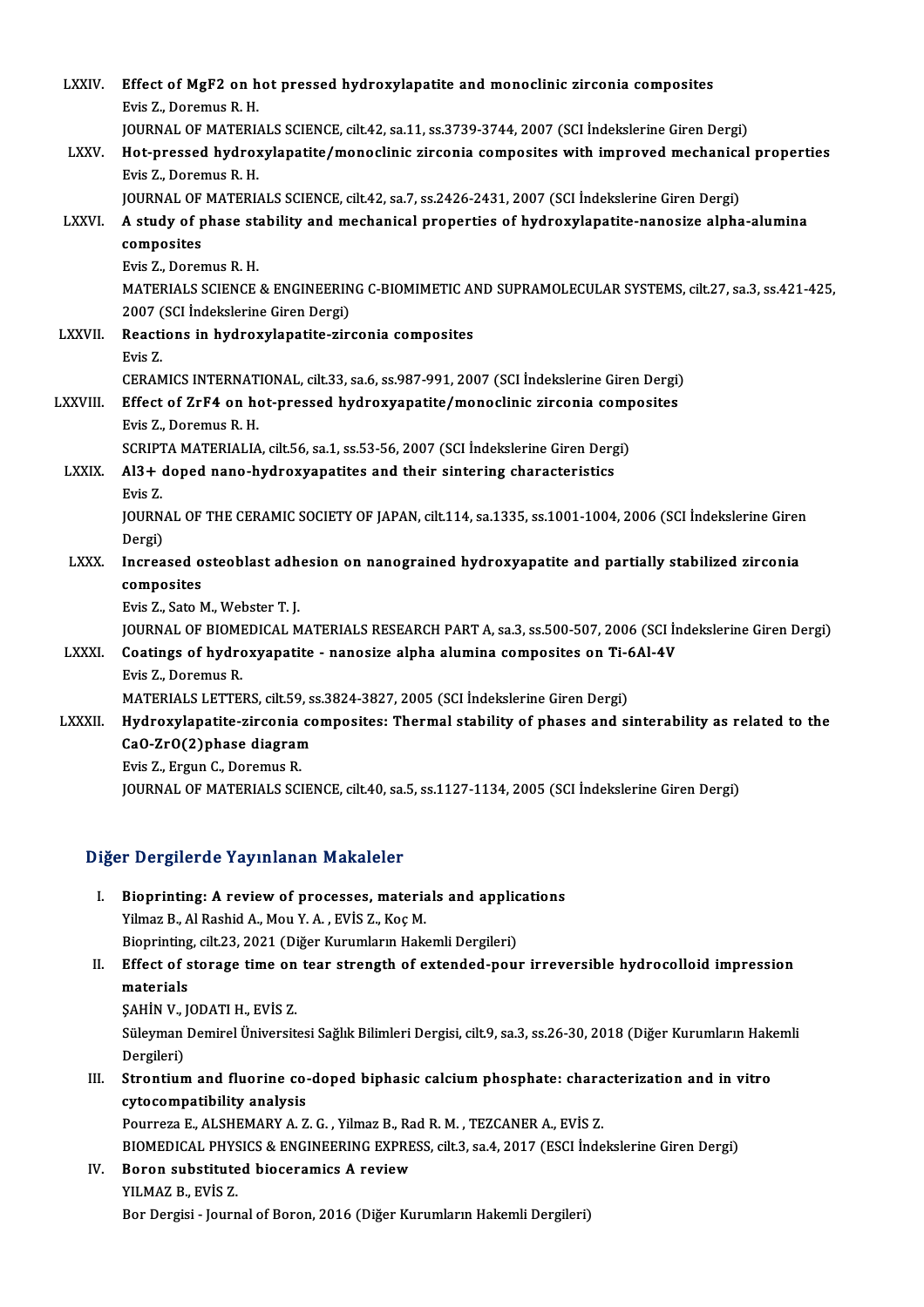LXXIV. **Effect of $MgF_2$ on hot pressed hydroxylapatite and monoclinic zirconia composites**
Evis Z., Doremus R. H.
JOURNAL OF MATERIALS SCIENCE, cilt.42, sa.11, ss.3739-3744, 2007 (SCI İndekslerine Giren Dergi)

LXXV. **Hot-pressed hydroxylapatite/monoclinic zirconia composites with improved mechanical properties**
Evis Z., Doremus R. H.
JOURNAL OF MATERIALS SCIENCE, cilt.42, sa.7, ss.2426-2431, 2007 (SCI İndekslerine Giren Dergi)

LXXVI. **A study of phase stability and mechanical properties of hydroxylapatite-nanosize alpha-alumina composites**
Evis Z., Doremus R. H.
MATERIALS SCIENCE & ENGINEERING C-BIOMIMETIC AND SUPRAMOLECULAR SYSTEMS, cilt.27, sa.3, ss.421-425, 2007 (SCI İndekslerine Giren Dergi)

LXXVII. **Reactions in hydroxylapatite-zirconia composites**
Evis Z.
CERAMICS INTERNATIONAL, cilt.33, sa.6, ss.987-991, 2007 (SCI İndekslerine Giren Dergi)

LXXVIII. **Effect of $ZrF_4$ on hot-pressed hydroxyapatite/monoclinic zirconia composites**
Evis Z., Doremus R. H.
SCRIPTA MATERIALIA, cilt.56, sa.1, ss.53-56, 2007 (SCI İndekslerine Giren Dergi)

LXXIX. **$Al^{3+}$ doped nano-hydroxyapatites and their sintering characteristics**
Evis Z.
JOURNAL OF THE CERAMIC SOCIETY OF JAPAN, cilt.114, sa.1335, ss.1001-1004, 2006 (SCI İndekslerine Giren Dergi)

LXXX. **Increased osteoblast adhesion on nanograined hydroxyapatite and partially stabilized zirconia composites**
Evis Z., Sato M., Webster T. J.
JOURNAL OF BIOMEDICAL MATERIALS RESEARCH PART A, sa.3, ss.500-507, 2006 (SCI İndekslerine Giren Dergi)

LXXXI. **Coatings of hydroxyapatite - nanosize alpha alumina composites on Ti-6Al-4V**
Evis Z., Doremus R.
MATERIALS LETTERS, cilt.59, ss.3824-3827, 2005 (SCI İndekslerine Giren Dergi)

LXXXII. **Hydroxylapatite-zirconia composites: Thermal stability of phases and sinterability as related to the CaO-ZrO(2)phase diagram**
Evis Z., Ergun C., Doremus R.
JOURNAL OF MATERIALS SCIENCE, cilt.40, sa.5, ss.1127-1134, 2005 (SCI İndekslerine Giren Dergi)

## Diğer Dergilerde Yayınlanan Makaleler

I. **Bioprinting: A review of processes, materials and applications**
Yilmaz B., Al Rashid A., Mou Y. A., EVİS Z., Koç M.
Bioprinting, cilt.23, 2021 (Diğer Kurumların Hakemli Dergileri)

II. **Effect of storage time on tear strength of extended-pour irreversible hydrocolloid impression materials**
ŞAHİN V., JODATI H., EVİS Z.
Süleyman Demirel Üniversitesi Sağlık Bilimleri Dergisi, cilt.9, sa.3, ss.26-30, 2018 (Diğer Kurumların Hakemli Dergileri)

III. **Strontium and fluorine co-doped biphasic calcium phosphate: characterization and in vitro cytocompatibility analysis**
Pourreza E., ALSHEMARY A. Z. G., Yilmaz B., Rad R. M., TEZCANER A., EVİS Z.
BIOMEDICAL PHYSICS & ENGINEERING EXPRESS, cilt.3, sa.4, 2017 (ESCI İndekslerine Giren Dergi)

IV. **Boron substituted bioceramics A review**
YILMAZ B., EVİS Z.
Bor Dergisi - Journal of Boron, 2016 (Diğer Kurumların Hakemli Dergileri)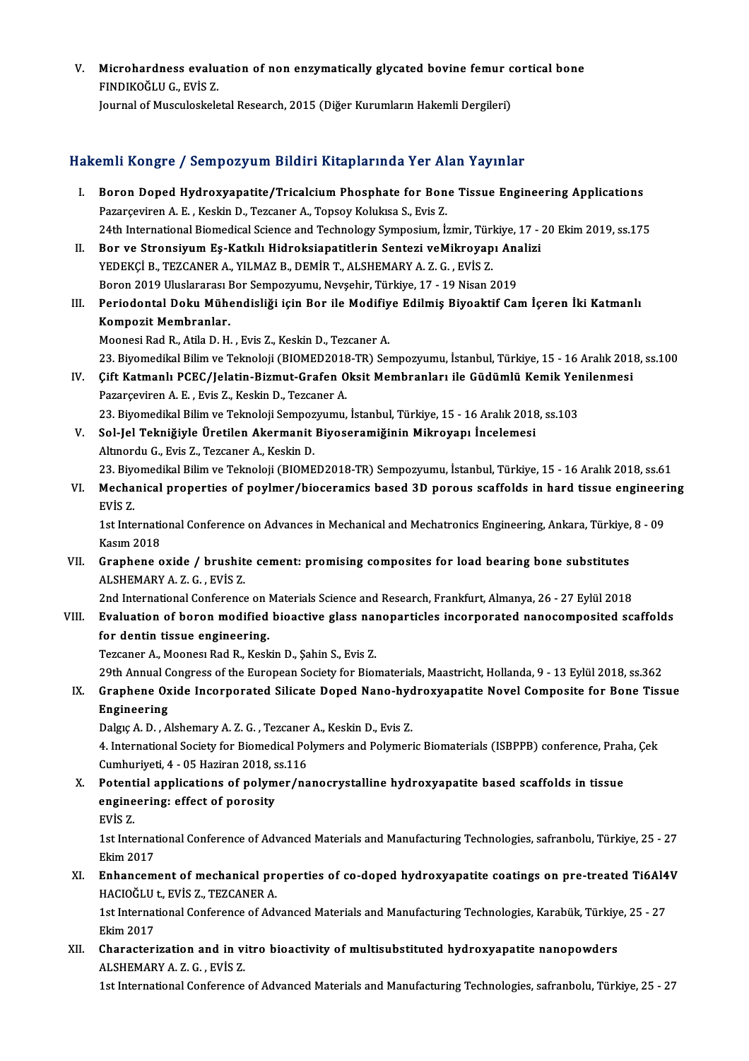V. **Microhardness evaluation of non enzymatically glycated bovine femur cortical bone**
FINDIKOĞLU G., EVİS Z.
Journal of Musculoskeletal Research, 2015 (Diğer Kurumların Hakemli Dergileri)

## Hakemli Kongre / Sempozyum Bildiri Kitaplarında Yer Alan Yayınlar

I. **Boron Doped Hydroxyapatite/Tricalcium Phosphate for Bone Tissue Engineering Applications**
Pazarçeviren A. E. , Keskin D., Tezcaner A., Topsoy Kolukısa S., Evis Z.
24th International Biomedical Science and Technology Symposium, İzmir, Türkiye, 17 - 20 Ekim 2019, ss.175

II. **Bor ve Stronsiyum Eş-Katkılı Hidroksiapatitlerin Sentezi veMikroyapı Analizi**
YEDEKÇİ B., TEZCANER A., YILMAZ B., DEMİR T., ALSHEMARY A. Z. G. , EVİS Z.
Boron 2019 Uluslararası Bor Sempozyumu, Nevşehir, Türkiye, 17 - 19 Nisan 2019

III. **Periodontal Doku Mühendisliği için Bor ile Modifiye Edilmiş Biyoaktif Cam İçeren İki Katmanlı Kompozit Membranlar.**
Moonesi Rad R., Atila D. H. , Evis Z., Keskin D., Tezcaner A.
23. Biyomedikal Bilim ve Teknoloji (BIOMED2018-TR) Sempozyumu, İstanbul, Türkiye, 15 - 16 Aralık 2018, ss.100

IV. **Çift Katmanlı PCEC/Jelatin-Bizmut-Grafen Oksit Membranları ile Güdümlü Kemik Yenilenmesi**
Pazarçeviren A. E. , Evis Z., Keskin D., Tezcaner A.
23. Biyomedikal Bilim ve Teknoloji Sempozyumu, İstanbul, Türkiye, 15 - 16 Aralık 2018, ss.103

V. **Sol-Jel Tekniğiyle Üretilen Akermanit Biyoseramiğinin Mikroyapı İncelemesi**
Altınordu G., Evis Z., Tezcaner A., Keskin D.
23. Biyomedikal Bilim ve Teknoloji (BIOMED2018-TR) Sempozyumu, İstanbul, Türkiye, 15 - 16 Aralık 2018, ss.61

VI. **Mechanical properties of poylmer/bioceramics based 3D porous scaffolds in hard tissue engineering**
EVİS Z.
1st International Conference on Advances in Mechanical and Mechatronics Engineering, Ankara, Türkiye, 8 - 09 Kasım 2018

VII. **Graphene oxide / brushite cement: promising composites for load bearing bone substitutes**
ALSHEMARY A. Z. G. , EVİS Z.
2nd International Conference on Materials Science and Research, Frankfurt, Almanya, 26 - 27 Eylül 2018

VIII. **Evaluation of boron modified bioactive glass nanoparticles incorporated nanocomposited scaffolds for dentin tissue engineering.**
Tezcaner A., Moonesı Rad R., Keskin D., Şahin S., Evis Z.
29th Annual Congress of the European Society for Biomaterials, Maastricht, Hollanda, 9 - 13 Eylül 2018, ss.362

IX. **Graphene Oxide Incorporated Silicate Doped Nano-hydroxyapatite Novel Composite for Bone Tissue Engineering**
Dalgıç A. D. , Alshemary A. Z. G. , Tezcaner A., Keskin D., Evis Z.
4. International Society for Biomedical Polymers and Polymeric Biomaterials (ISBPPB) conference, Praha, Çek Cumhuriyeti, 4 - 05 Haziran 2018, ss.116

X. **Potential applications of polymer/nanocrystalline hydroxyapatite based scaffolds in tissue engineering: effect of porosity**
EVİS Z.
1st International Conference of Advanced Materials and Manufacturing Technologies, safranbolu, Türkiye, 25 - 27 Ekim 2017

XI. **Enhancement of mechanical properties of co-doped hydroxyapatite coatings on pre-treated Ti6Al4V**
HACIOĞLU t., EVİS Z., TEZCANER A.
1st International Conference of Advanced Materials and Manufacturing Technologies, Karabük, Türkiye, 25 - 27 Ekim 2017

XII. **Characterization and in vitro bioactivity of multisubstituted hydroxyapatite nanopowders**
ALSHEMARY A. Z. G. , EVİS Z.
1st International Conference of Advanced Materials and Manufacturing Technologies, safranbolu, Türkiye, 25 - 27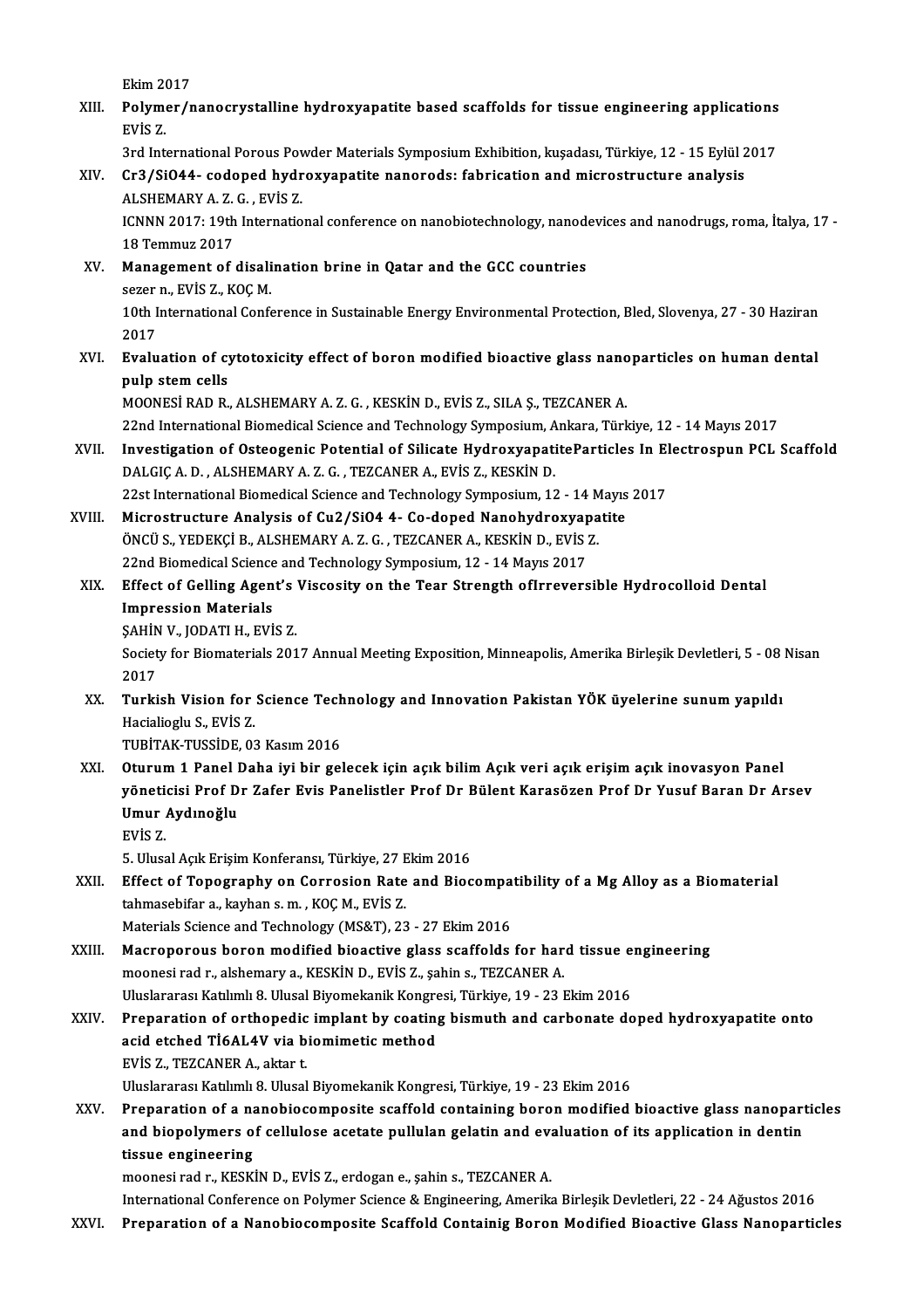Ekim 2017

XIII. **Polymer/nanocrystalline hydroxyapatite based scaffolds for tissue engineering applications**
EVİS Z.
3rd International Porous Powder Materials Symposium Exhibition, kuşadası, Türkiye, 12 - 15 Eylül 2017

XIV. **Cr3/SiO44- codoped hydroxyapatite nanorods: fabrication and microstructure analysis**
ALSHEMARY A. Z. G. , EVİS Z.
ICNNN 2017: 19th International conference on nanobiotechnology, nanodevices and nanodrugs, roma, İtalya, 17 - 18 Temmuz 2017

XV. **Management of disalination brine in Qatar and the GCC countries**
sezer n., EVİS Z., KOÇ M.
10th International Conference in Sustainable Energy Environmental Protection, Bled, Slovenya, 27 - 30 Haziran 2017

XVI. **Evaluation of cytotoxicity effect of boron modified bioactive glass nanoparticles on human dental pulp stem cells**
MOONESİ RAD R., ALSHEMARY A. Z. G. , KESKİN D., EVİS Z., SILA Ş., TEZCANER A.
22nd International Biomedical Science and Technology Symposium, Ankara, Türkiye, 12 - 14 Mayıs 2017

XVII. **Investigation of Osteogenic Potential of Silicate HydroxyapatiteParticles In Electrospun PCL Scaffold**
DALGIÇ A. D. , ALSHEMARY A. Z. G. , TEZCANER A., EVİS Z., KESKİN D.
22st International Biomedical Science and Technology Symposium, 12 - 14 Mayıs 2017

XVIII. **Microstructure Analysis of Cu2/SiO4 4- Co-doped Nanohydroxyapatite**
ÖNCÜ S., YEDEKÇİ B., ALSHEMARY A. Z. G. , TEZCANER A., KESKİN D., EVİS Z.
22nd Biomedical Science and Technology Symposium, 12 - 14 Mayıs 2017

XIX. **Effect of Gelling Agent's Viscosity on the Tear Strength ofIrreversible Hydrocolloid Dental Impression Materials**
ŞAHİN V., JODATI H., EVİS Z.
Society for Biomaterials 2017 Annual Meeting Exposition, Minneapolis, Amerika Birleşik Devletleri, 5 - 08 Nisan 2017

XX. **Turkish Vision for Science Technology and Innovation Pakistan YÖK üyelerine sunum yapıldı**
Hacialioglu S., EVİS Z.
TUBİTAK-TUSSİDE, 03 Kasım 2016

XXI. **Oturum 1 Panel Daha iyi bir gelecek için açık bilim Açık veri açık erişim açık inovasyon Panel yöneticisi Prof Dr Zafer Evis Panelistler Prof Dr Bülent Karasözen Prof Dr Yusuf Baran Dr Arsev Umur Aydınoğlu**
EVİS Z.
5. Ulusal Açık Erişim Konferansı, Türkiye, 27 Ekim 2016

XXII. **Effect of Topography on Corrosion Rate and Biocompatibility of a Mg Alloy as a Biomaterial**
tahmasebifar a., kayhan s. m. , KOÇ M., EVİS Z.
Materials Science and Technology (MS&T), 23 - 27 Ekim 2016

XXIII. **Macroporous boron modified bioactive glass scaffolds for hard tissue engineering**
moonesi rad r., alshemary a., KESKİN D., EVİS Z., şahin s., TEZCANER A.
Uluslararası Katılımlı 8. Ulusal Biyomekanik Kongresi, Türkiye, 19 - 23 Ekim 2016

XXIV. **Preparation of orthopedic implant by coating bismuth and carbonate doped hydroxyapatite onto acid etched Ti6AL4V via biomimetic method**
EVİS Z., TEZCANER A., aktar t.
Uluslararası Katılımlı 8. Ulusal Biyomekanik Kongresi, Türkiye, 19 - 23 Ekim 2016

XXV. **Preparation of a nanobiocomposite scaffold containing boron modified bioactive glass nanoparticles and biopolymers of cellulose acetate pullulan gelatin and evaluation of its application in dentin tissue engineering**
moonesi rad r., KESKİN D., EVİS Z., erdogan e., şahin s., TEZCANER A.
International Conference on Polymer Science & Engineering, Amerika Birleşik Devletleri, 22 - 24 Ağustos 2016

XXVI. **Preparation of a Nanobiocomposite Scaffold Containig Boron Modified Bioactive Glass Nanoparticles**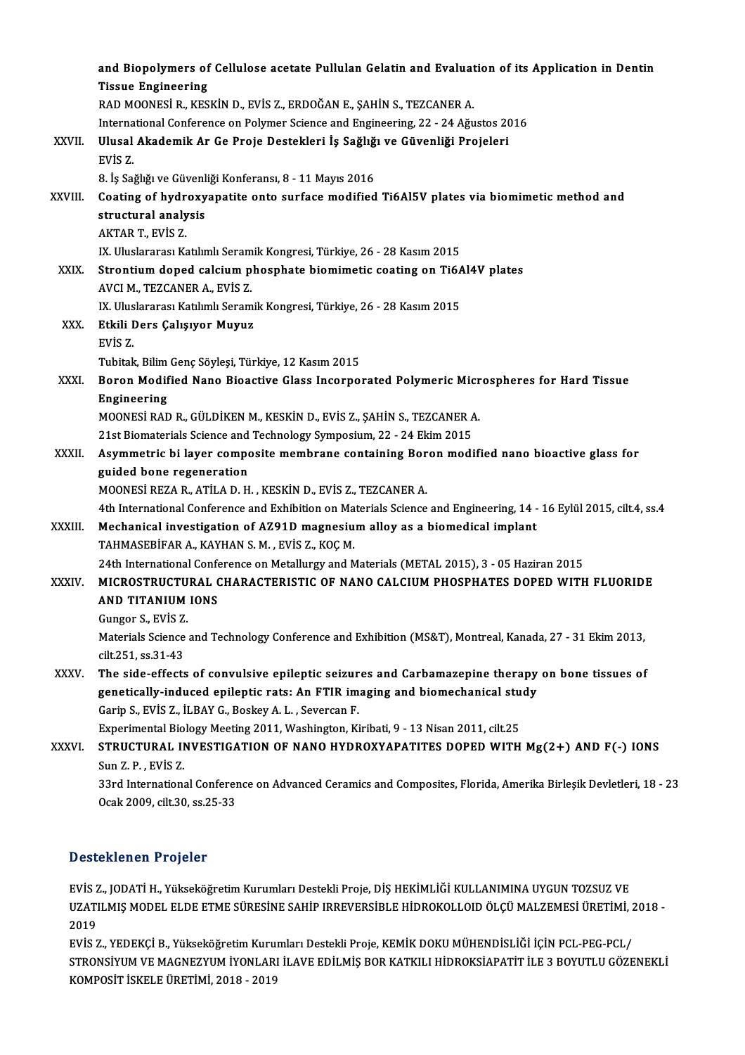**and Biopolymers of Cellulose acetate Pullulan Gelatin and Evaluation of its Application in Dentin Tissue Engineering**
RAD MOONESİ R., KESKİN D., EVİS Z., ERDOĞAN E., ŞAHİN S., TEZCANER A.
International Conference on Polymer Science and Engineering, 22 - 24 Ağustos 2016

XXVII. **Ulusal Akademik Ar Ge Proje Destekleri İş Sağlığı ve Güvenliği Projeleri**
EVİS Z.
8. İş Sağlığı ve Güvenliği Konferansı, 8 - 11 Mayıs 2016

XXVIII. **Coating of hydroxyapatite onto surface modified Ti6Al5V plates via biomimetic method and structural analysis**
AKTAR T., EVİS Z.
IX. Uluslararası Katılımlı Seramik Kongresi, Türkiye, 26 - 28 Kasım 2015

XXIX. **Strontium doped calcium phosphate biomimetic coating on Ti6Al4V plates**
AVCI M., TEZCANER A., EVİS Z.
IX. Uluslararası Katılımlı Seramik Kongresi, Türkiye, 26 - 28 Kasım 2015

XXX. **Etkili Ders Çalışıyor Muyuz**
EVİS Z.
Tubitak, Bilim Genç Söyleşi, Türkiye, 12 Kasım 2015

XXXI. **Boron Modified Nano Bioactive Glass Incorporated Polymeric Microspheres for Hard Tissue Engineering**
MOONESİ RAD R., GÜLDİKEN M., KESKİN D., EVİS Z., ŞAHİN S., TEZCANER A.
21st Biomaterials Science and Technology Symposium, 22 - 24 Ekim 2015

XXXII. **Asymmetric bi layer composite membrane containing Boron modified nano bioactive glass for guided bone regeneration**
MOONESİ REZA R., ATİLA D. H. , KESKİN D., EVİS Z., TEZCANER A.
4th International Conference and Exhibition on Materials Science and Engineering, 14 - 16 Eylül 2015, cilt.4, ss.4

XXXIII. **Mechanical investigation of AZ91D magnesium alloy as a biomedical implant**
TAHMASEBİFAR A., KAYHAN S. M. , EVİS Z., KOÇ M.
24th International Conference on Metallurgy and Materials (METAL 2015), 3 - 05 Haziran 2015

XXXIV. **MICROSTRUCTURAL CHARACTERISTIC OF NANO CALCIUM PHOSPHATES DOPED WITH FLUORIDE AND TITANIUM IONS**
Gungor S., EVİS Z.
Materials Science and Technology Conference and Exhibition (MS&T), Montreal, Kanada, 27 - 31 Ekim 2013, cilt.251, ss.31-43

XXXV. **The side-effects of convulsive epileptic seizures and Carbamazepine therapy on bone tissues of genetically-induced epileptic rats: An FTIR imaging and biomechanical study**
Garip S., EVİS Z., İLBAY G., Boskey A. L. , Severcan F.
Experimental Biology Meeting 2011, Washington, Kiribati, 9 - 13 Nisan 2011, cilt.25

XXXVI. **STRUCTURAL INVESTIGATION OF NANO HYDROXYAPATITES DOPED WITH $Mg^{2+}$ AND $F^{-}$ IONS**
Sun Z. P. , EVİS Z.
33rd International Conference on Advanced Ceramics and Composites, Florida, Amerika Birleşik Devletleri, 18 - 23 Ocak 2009, cilt.30, ss.25-33

## Desteklenen Projeler

EVİS Z., JODATİ H., Yükseköğretim Kurumları Destekli Proje, DİŞ HEKİMLİĞİ KULLANIMINA UYGUN TOZSUZ VE UZATILMIŞ MODEL ELDE ETME SÜRESİNE SAHİP IRREVERSİBLE HİDROKOLLOID ÖLÇÜ MALZEMESİ ÜRETİMİ, 2018 - 2019

EVİS Z., YEDEKÇİ B., Yükseköğretim Kurumları Destekli Proje, KEMİK DOKU MÜHENDİSLİĞİ İÇİN PCL-PEG-PCL/ STRONSİYUM VE MAGNEZYUM İYONLARI İLAVE EDİLMİŞ BOR KATKILI HİDROKSİAPATİT İLE 3 BOYUTLU GÖZENEKLİ KOMPOSİT İSKELE ÜRETİMİ, 2018 - 2019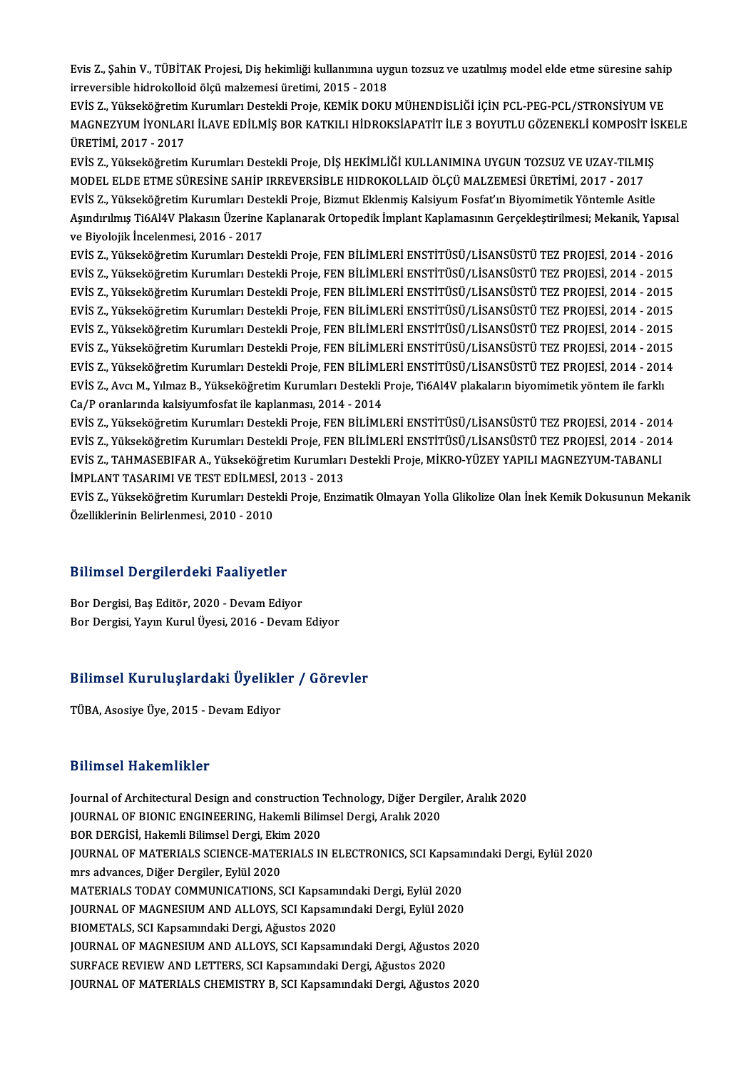Evis Z., Şahin V., TÜBİTAK Projesi, Diş hekimliği kullanımına uygun tozsuz ve uzatılmış model elde etme süresine sahip irreversible hidrokolloid ölçü malzemesi üretimi, 2015 - 2018

EVİS Z., Yükseköğretim Kurumları Destekli Proje, KEMİK DOKU MÜHENDİSLİĞİ İÇİN PCL-PEG-PCL/STRONSİYUM VE MAGNEZYUM İYONLARI İLAVE EDİLMİŞ BOR KATKILI HİDROKSİAPATİT İLE 3 BOYUTLU GÖZENEKLİ KOMPOSİT İSKELE ÜRETİMİ, 2017 - 2017

EVİS Z., Yükseköğretim Kurumları Destekli Proje, DİŞ HEKİMLİĞİ KULLANIMINA UYGUN TOZSUZ VE UZAY-TILMIŞ MODEL ELDE ETME SÜRESİNE SAHİP IRREVERSİBLE HIDROKOLLAID ÖLÇÜ MALZEMESİ ÜRETİMİ, 2017 - 2017

EVİS Z., Yükseköğretim Kurumları Destekli Proje, Bizmut Eklenmiş Kalsiyum Fosfat'ın Biyomimetik Yöntemle Asitle Aşındırılmış Ti6Al4V Plakasın Üzerine Kaplanarak Ortopedik İmplant Kaplamasının Gerçekleştirilmesi; Mekanik, Yapısal ve Biyolojik İncelenmesi, 2016 - 2017

EVİS Z., Yükseköğretim Kurumları Destekli Proje, FEN BİLİMLERİ ENSTİTÜSÜ/LİSANSÜSTÜ TEZ PROJESİ, 2014 - 2016

EVİS Z., Yükseköğretim Kurumları Destekli Proje, FEN BİLİMLERİ ENSTİTÜSÜ/LİSANSÜSTÜ TEZ PROJESİ, 2014 - 2015

EVİS Z., Yükseköğretim Kurumları Destekli Proje, FEN BİLİMLERİ ENSTİTÜSÜ/LİSANSÜSTÜ TEZ PROJESİ, 2014 - 2015

EVİS Z., Yükseköğretim Kurumları Destekli Proje, FEN BİLİMLERİ ENSTİTÜSÜ/LİSANSÜSTÜ TEZ PROJESİ, 2014 - 2015

EVİS Z., Yükseköğretim Kurumları Destekli Proje, FEN BİLİMLERİ ENSTİTÜSÜ/LİSANSÜSTÜ TEZ PROJESİ, 2014 - 2015

EVİS Z., Yükseköğretim Kurumları Destekli Proje, FEN BİLİMLERİ ENSTİTÜSÜ/LİSANSÜSTÜ TEZ PROJESİ, 2014 - 2015

EVİS Z., Yükseköğretim Kurumları Destekli Proje, FEN BİLİMLERİ ENSTİTÜSÜ/LİSANSÜSTÜ TEZ PROJESİ, 2014 - 2014

EVİS Z., Avcı M., Yılmaz B., Yükseköğretim Kurumları Destekli Proje, Ti6Al4V plakaların biyomimetik yöntem ile farklı Ca/P oranlarında kalsiyumfosfat ile kaplanması, 2014 - 2014

EVİS Z., Yükseköğretim Kurumları Destekli Proje, FEN BİLİMLERİ ENSTİTÜSÜ/LİSANSÜSTÜ TEZ PROJESİ, 2014 - 2014

EVİS Z., Yükseköğretim Kurumları Destekli Proje, FEN BİLİMLERİ ENSTİTÜSÜ/LİSANSÜSTÜ TEZ PROJESİ, 2014 - 2014

EVİS Z., TAHMASEBIFAR A., Yükseköğretim Kurumları Destekli Proje, MİKRO-YÜZEY YAPILI MAGNEZYUM-TABANLI İMPLANT TASARIMI VE TEST EDİLMESİ, 2013 - 2013

EVİS Z., Yükseköğretim Kurumları Destekli Proje, Enzimatik Olmayan Yolla Glikolize Olan İnek Kemik Dokusunun Mekanik Özelliklerinin Belirlenmesi, 2010 - 2010

## Bilimsel Dergilerdeki Faaliyetler

Bor Dergisi, Baş Editör, 2020 - Devam Ediyor

Bor Dergisi, Yayın Kurul Üyesi, 2016 - Devam Ediyor

## Bilimsel Kuruluşlardaki Üyelikler / Görevler

TÜBA, Asosiye Üye, 2015 - Devam Ediyor

## Bilimsel Hakemlikler

Journal of Architectural Design and construction Technology, Diğer Dergiler, Aralık 2020

JOURNAL OF BIONIC ENGINEERING, Hakemli Bilimsel Dergi, Aralık 2020

BOR DERGİSİ, Hakemli Bilimsel Dergi, Ekim 2020

JOURNAL OF MATERIALS SCIENCE-MATERIALS IN ELECTRONICS, SCI Kapsamındaki Dergi, Eylül 2020

mrs advances, Diğer Dergiler, Eylül 2020

MATERIALS TODAY COMMUNICATIONS, SCI Kapsamındaki Dergi, Eylül 2020

JOURNAL OF MAGNESIUM AND ALLOYS, SCI Kapsamındaki Dergi, Eylül 2020

BIOMETALS, SCI Kapsamındaki Dergi, Ağustos 2020

JOURNAL OF MAGNESIUM AND ALLOYS, SCI Kapsamındaki Dergi, Ağustos 2020

SURFACE REVIEW AND LETTERS, SCI Kapsamındaki Dergi, Ağustos 2020

JOURNAL OF MATERIALS CHEMISTRY B, SCI Kapsamındaki Dergi, Ağustos 2020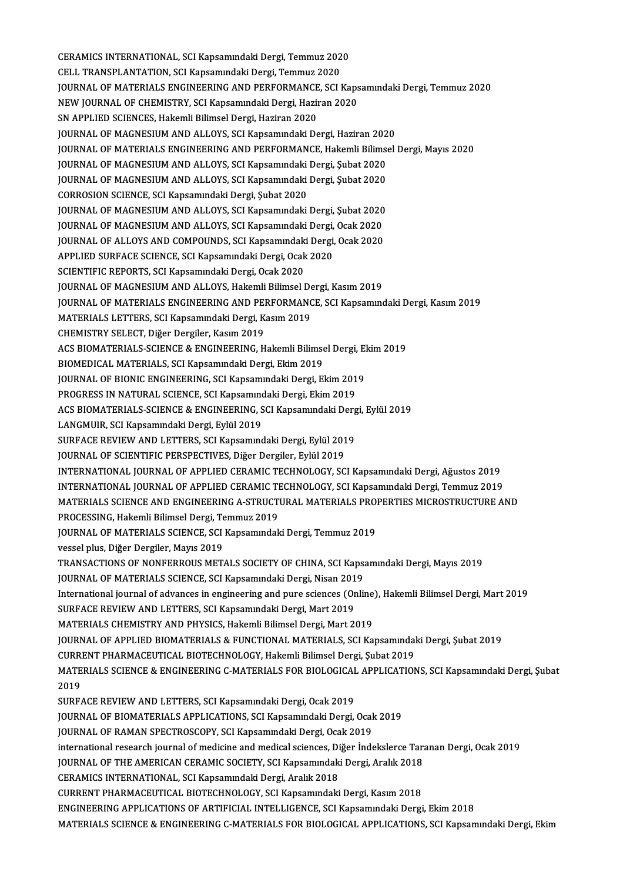CERAMICS INTERNATIONAL, SCI Kapsamındaki Dergi, Temmuz 2020
CELL TRANSPLANTATION, SCI Kapsamındaki Dergi, Temmuz 2020
JOURNAL OF MATERIALS ENGINEERING AND PERFORMANCE, SCI Kapsamındaki Dergi, Temmuz 2020
NEW JOURNAL OF CHEMISTRY, SCI Kapsamındaki Dergi, Haziran 2020
SN APPLIED SCIENCES, Hakemli Bilimsel Dergi, Haziran 2020
JOURNAL OF MAGNESIUM AND ALLOYS, SCI Kapsamındaki Dergi, Haziran 2020
JOURNAL OF MATERIALS ENGINEERING AND PERFORMANCE, Hakemli Bilimsel Dergi, Mayıs 2020
JOURNAL OF MAGNESIUM AND ALLOYS, SCI Kapsamındaki Dergi, Şubat 2020
JOURNAL OF MAGNESIUM AND ALLOYS, SCI Kapsamındaki Dergi, Şubat 2020
CORROSION SCIENCE, SCI Kapsamındaki Dergi, Şubat 2020
JOURNAL OF MAGNESIUM AND ALLOYS, SCI Kapsamındaki Dergi, Şubat 2020
JOURNAL OF MAGNESIUM AND ALLOYS, SCI Kapsamındaki Dergi, Ocak 2020
JOURNAL OF ALLOYS AND COMPOUNDS, SCI Kapsamındaki Dergi, Ocak 2020
APPLIED SURFACE SCIENCE, SCI Kapsamındaki Dergi, Ocak 2020
SCIENTIFIC REPORTS, SCI Kapsamındaki Dergi, Ocak 2020
JOURNAL OF MAGNESIUM AND ALLOYS, Hakemli Bilimsel Dergi, Kasım 2019
JOURNAL OF MATERIALS ENGINEERING AND PERFORMANCE, SCI Kapsamındaki Dergi, Kasım 2019
MATERIALS LETTERS, SCI Kapsamındaki Dergi, Kasım 2019
CHEMISTRY SELECT, Diğer Dergiler, Kasım 2019
ACS BIOMATERIALS-SCIENCE & ENGINEERING, Hakemli Bilimsel Dergi, Ekim 2019
BIOMEDICAL MATERIALS, SCI Kapsamındaki Dergi, Ekim 2019
JOURNAL OF BIONIC ENGINEERING, SCI Kapsamındaki Dergi, Ekim 2019
PROGRESS IN NATURAL SCIENCE, SCI Kapsamındaki Dergi, Ekim 2019
ACS BIOMATERIALS-SCIENCE & ENGINEERING, SCI Kapsamındaki Dergi, Eylül 2019
LANGMUIR, SCI Kapsamındaki Dergi, Eylül 2019
SURFACE REVIEW AND LETTERS, SCI Kapsamındaki Dergi, Eylül 2019
JOURNAL OF SCIENTIFIC PERSPECTIVES, Diğer Dergiler, Eylül 2019
INTERNATIONAL JOURNAL OF APPLIED CERAMIC TECHNOLOGY, SCI Kapsamındaki Dergi, Ağustos 2019
INTERNATIONAL JOURNAL OF APPLIED CERAMIC TECHNOLOGY, SCI Kapsamındaki Dergi, Temmuz 2019
MATERIALS SCIENCE AND ENGINEERING A-STRUCTURAL MATERIALS PROPERTIES MICROSTRUCTURE AND PROCESSING, Hakemli Bilimsel Dergi, Temmuz 2019
JOURNAL OF MATERIALS SCIENCE, SCI Kapsamındaki Dergi, Temmuz 2019
vessel plus, Diğer Dergiler, Mayıs 2019
TRANSACTIONS OF NONFERROUS METALS SOCIETY OF CHINA, SCI Kapsamındaki Dergi, Mayıs 2019
JOURNAL OF MATERIALS SCIENCE, SCI Kapsamındaki Dergi, Nisan 2019
International journal of advances in engineering and pure sciences (Online), Hakemli Bilimsel Dergi, Mart 2019
SURFACE REVIEW AND LETTERS, SCI Kapsamındaki Dergi, Mart 2019
MATERIALS CHEMISTRY AND PHYSICS, Hakemli Bilimsel Dergi, Mart 2019
JOURNAL OF APPLIED BIOMATERIALS & FUNCTIONAL MATERIALS, SCI Kapsamındaki Dergi, Şubat 2019
CURRENT PHARMACEUTICAL BIOTECHNOLOGY, Hakemli Bilimsel Dergi, Şubat 2019
MATERIALS SCIENCE & ENGINEERING C-MATERIALS FOR BIOLOGICAL APPLICATIONS, SCI Kapsamındaki Dergi, Şubat 2019
SURFACE REVIEW AND LETTERS, SCI Kapsamındaki Dergi, Ocak 2019
JOURNAL OF BIOMATERIALS APPLICATIONS, SCI Kapsamındaki Dergi, Ocak 2019
JOURNAL OF RAMAN SPECTROSCOPY, SCI Kapsamındaki Dergi, Ocak 2019
international research journal of medicine and medical sciences, Diğer İndekslerce Taranan Dergi, Ocak 2019
JOURNAL OF THE AMERICAN CERAMIC SOCIETY, SCI Kapsamındaki Dergi, Aralık 2018
CERAMICS INTERNATIONAL, SCI Kapsamındaki Dergi, Aralık 2018
CURRENT PHARMACEUTICAL BIOTECHNOLOGY, SCI Kapsamındaki Dergi, Kasım 2018
ENGINEERING APPLICATIONS OF ARTIFICIAL INTELLIGENCE, SCI Kapsamındaki Dergi, Ekim 2018
MATERIALS SCIENCE & ENGINEERING C-MATERIALS FOR BIOLOGICAL APPLICATIONS, SCI Kapsamındaki Dergi, Ekim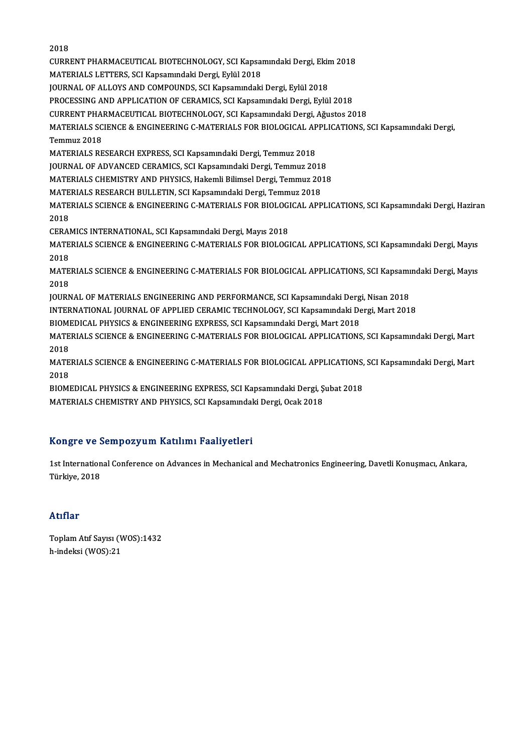2018

CURRENT PHARMACEUTICAL BIOTECHNOLOGY, SCI Kapsamındaki Dergi, Ekim 2018

MATERIALS LETTERS, SCI Kapsamındaki Dergi, Eylül 2018

JOURNAL OF ALLOYS AND COMPOUNDS, SCI Kapsamındaki Dergi, Eylül 2018

PROCESSING AND APPLICATION OF CERAMICS, SCI Kapsamındaki Dergi, Eylül 2018

CURRENT PHARMACEUTICAL BIOTECHNOLOGY, SCI Kapsamındaki Dergi, Ağustos 2018

MATERIALS SCIENCE & ENGINEERING C-MATERIALS FOR BIOLOGICAL APPLICATIONS, SCI Kapsamındaki Dergi, Temmuz 2018

MATERIALS RESEARCH EXPRESS, SCI Kapsamındaki Dergi, Temmuz 2018

JOURNAL OF ADVANCED CERAMICS, SCI Kapsamındaki Dergi, Temmuz 2018

MATERIALS CHEMISTRY AND PHYSICS, Hakemli Bilimsel Dergi, Temmuz 2018

MATERIALS RESEARCH BULLETIN, SCI Kapsamındaki Dergi, Temmuz 2018

MATERIALS SCIENCE & ENGINEERING C-MATERIALS FOR BIOLOGICAL APPLICATIONS, SCI Kapsamındaki Dergi, Haziran 2018

CERAMICS INTERNATIONAL, SCI Kapsamındaki Dergi, Mayıs 2018

MATERIALS SCIENCE & ENGINEERING C-MATERIALS FOR BIOLOGICAL APPLICATIONS, SCI Kapsamındaki Dergi, Mayıs 2018

MATERIALS SCIENCE & ENGINEERING C-MATERIALS FOR BIOLOGICAL APPLICATIONS, SCI Kapsamındaki Dergi, Mayıs 2018

JOURNAL OF MATERIALS ENGINEERING AND PERFORMANCE, SCI Kapsamındaki Dergi, Nisan 2018

INTERNATIONAL JOURNAL OF APPLIED CERAMIC TECHNOLOGY, SCI Kapsamındaki Dergi, Mart 2018

BIOMEDICAL PHYSICS & ENGINEERING EXPRESS, SCI Kapsamındaki Dergi, Mart 2018

MATERIALS SCIENCE & ENGINEERING C-MATERIALS FOR BIOLOGICAL APPLICATIONS, SCI Kapsamındaki Dergi, Mart 2018

MATERIALS SCIENCE & ENGINEERING C-MATERIALS FOR BIOLOGICAL APPLICATIONS, SCI Kapsamındaki Dergi, Mart 2018

BIOMEDICAL PHYSICS & ENGINEERING EXPRESS, SCI Kapsamındaki Dergi, Şubat 2018

MATERIALS CHEMISTRY AND PHYSICS, SCI Kapsamındaki Dergi, Ocak 2018

## Kongre ve Sempozyum Katılımı Faaliyetleri

1st International Conference on Advances in Mechanical and Mechatronics Engineering, Davetli Konuşmacı, Ankara, Türkiye, 2018

## Atıflar

Toplam Atıf Sayısı (WOS):1432

h-indeksi (WOS):21